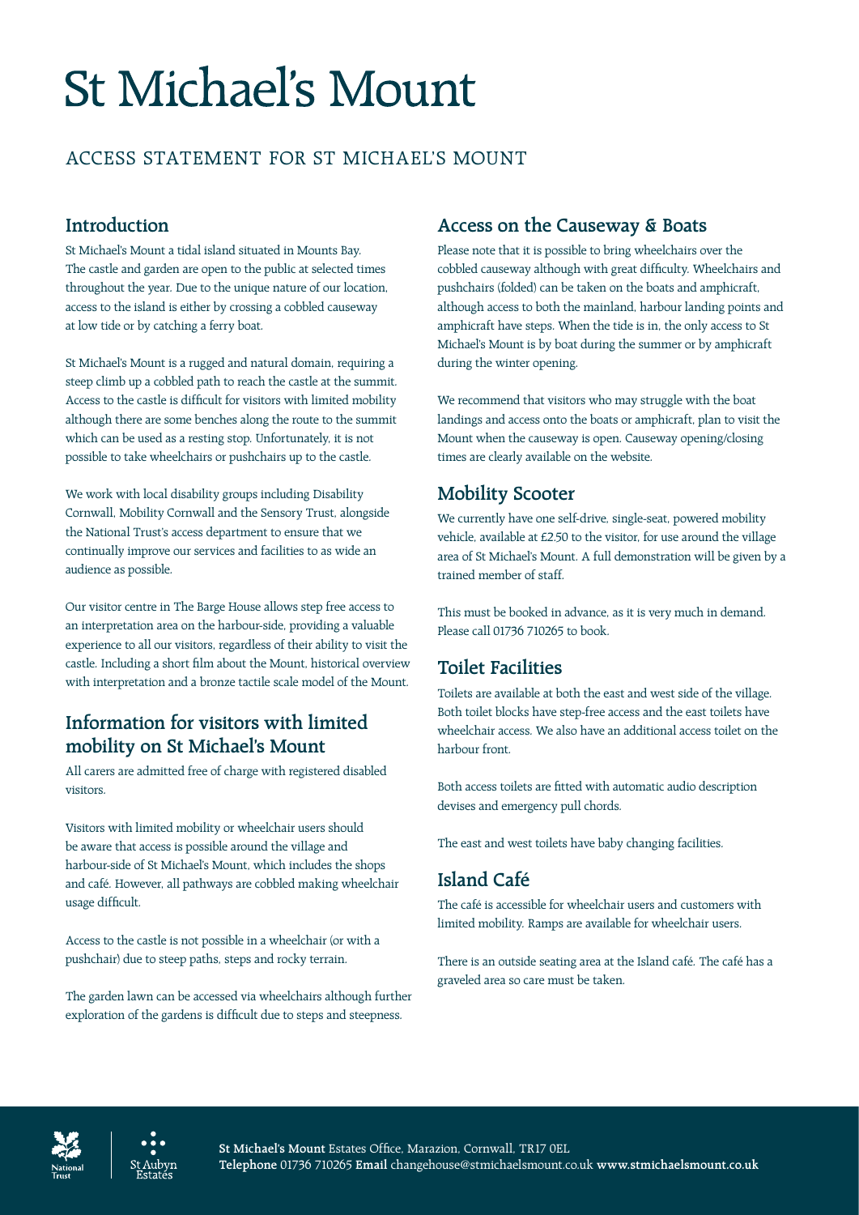# St Michael's Mount

## ACCESS STATEMENT FOR ST MICHAEL'S MOUNT

### Introduction

St Michael's Mount a tidal island situated in Mounts Bay. The castle and garden are open to the public at selected times throughout the year. Due to the unique nature of our location, access to the island is either by crossing a cobbled causeway at low tide or by catching a ferry boat.

St Michael's Mount is a rugged and natural domain, requiring a steep climb up a cobbled path to reach the castle at the summit. Access to the castle is difficult for visitors with limited mobility although there are some benches along the route to the summit which can be used as a resting stop. Unfortunately, it is not possible to take wheelchairs or pushchairs up to the castle.

We work with local disability groups including Disability Cornwall, Mobility Cornwall and the Sensory Trust, alongside the National Trust's access department to ensure that we continually improve our services and facilities to as wide an audience as possible.

Our visitor centre in The Barge House allows step free access to an interpretation area on the harbour-side, providing a valuable experience to all our visitors, regardless of their ability to visit the castle. Including a short film about the Mount, historical overview with interpretation and a bronze tactile scale model of the Mount.

### Information for visitors with limited mobility on St Michael's Mount

All carers are admitted free of charge with registered disabled visitors.

Visitors with limited mobility or wheelchair users should be aware that access is possible around the village and harbour-side of St Michael's Mount, which includes the shops and café. However, all pathways are cobbled making wheelchair usage difficult.

Access to the castle is not possible in a wheelchair (or with a pushchair) due to steep paths, steps and rocky terrain.

The garden lawn can be accessed via wheelchairs although further exploration of the gardens is difficult due to steps and steepness.

### Access on the Causeway & Boats

Please note that it is possible to bring wheelchairs over the cobbled causeway although with great difficulty. Wheelchairs and pushchairs (folded) can be taken on the boats and amphicraft, although access to both the mainland, harbour landing points and amphicraft have steps. When the tide is in, the only access to St Michael's Mount is by boat during the summer or by amphicraft during the winter opening.

We recommend that visitors who may struggle with the boat landings and access onto the boats or amphicraft, plan to visit the Mount when the causeway is open. Causeway opening/closing times are clearly available on the website.

### Mobility Scooter

We currently have one self-drive, single-seat, powered mobility vehicle, available at £2.50 to the visitor, for use around the village area of St Michael's Mount. A full demonstration will be given by a trained member of staff.

This must be booked in advance, as it is very much in demand. Please call 01736 710265 to book.

### Toilet Facilities

Toilets are available at both the east and west side of the village. Both toilet blocks have step-free access and the east toilets have wheelchair access. We also have an additional access toilet on the harbour front.

Both access toilets are fitted with automatic audio description devises and emergency pull chords.

The east and west toilets have baby changing facilities.

### Island Café

The café is accessible for wheelchair users and customers with limited mobility. Ramps are available for wheelchair users.

There is an outside seating area at the Island café. The café has a graveled area so care must be taken.

**St Michael's Mount** Estates Office, Marazion, Cornwall, TR17 0EL
**Telephone** 01736 710265 **Email** changehouse@stmichaelsmount.co.uk **www.stmichaelsmount.co.uk**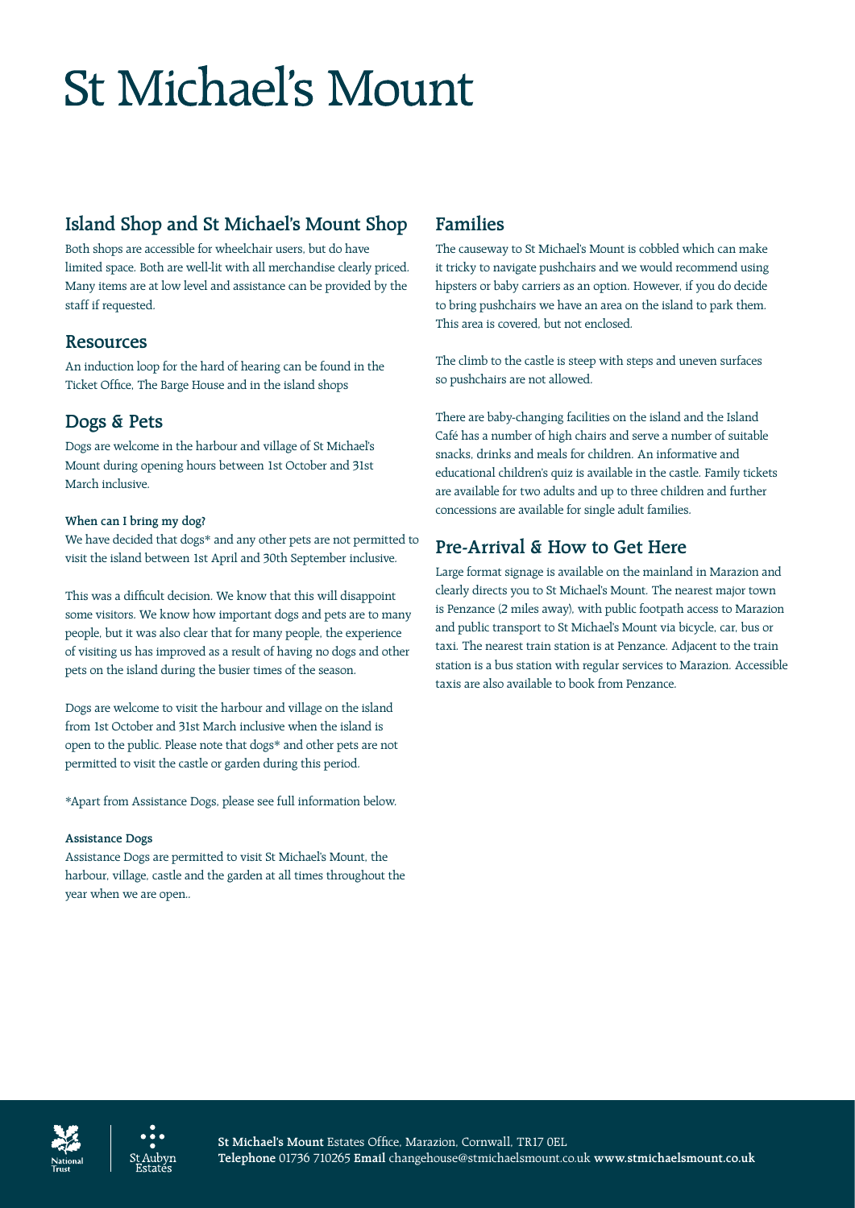# St Michael's Mount

## Island Shop and St Michael's Mount Shop

Both shops are accessible for wheelchair users, but do have limited space. Both are well-lit with all merchandise clearly priced. Many items are at low level and assistance can be provided by the staff if requested.

### Resources

An induction loop for the hard of hearing can be found in the Ticket Office, The Barge House and in the island shops

## Dogs & Pets

Dogs are welcome in the harbour and village of St Michael's Mount during opening hours between 1st October and 31st March inclusive.

#### When can I bring my dog?

We have decided that dogs* and any other pets are not permitted to visit the island between 1st April and 30th September inclusive.

This was a difficult decision. We know that this will disappoint some visitors. We know how important dogs and pets are to many people, but it was also clear that for many people, the experience of visiting us has improved as a result of having no dogs and other pets on the island during the busier times of the season.

Dogs are welcome to visit the harbour and village on the island from 1st October and 31st March inclusive when the island is open to the public. Please note that dogs* and other pets are not permitted to visit the castle or garden during this period.

*Apart from Assistance Dogs, please see full information below.

#### Assistance Dogs

Assistance Dogs are permitted to visit St Michael's Mount, the harbour, village, castle and the garden at all times throughout the year when we are open..

## Families

The causeway to St Michael's Mount is cobbled which can make it tricky to navigate pushchairs and we would recommend using hipsters or baby carriers as an option. However, if you do decide to bring pushchairs we have an area on the island to park them. This area is covered, but not enclosed.

The climb to the castle is steep with steps and uneven surfaces so pushchairs are not allowed.

There are baby-changing facilities on the island and the Island Café has a number of high chairs and serve a number of suitable snacks, drinks and meals for children. An informative and educational children's quiz is available in the castle. Family tickets are available for two adults and up to three children and further concessions are available for single adult families.

## Pre-Arrival & How to Get Here

Large format signage is available on the mainland in Marazion and clearly directs you to St Michael's Mount. The nearest major town is Penzance (2 miles away), with public footpath access to Marazion and public transport to St Michael's Mount via bicycle, car, bus or taxi. The nearest train station is at Penzance. Adjacent to the train station is a bus station with regular services to Marazion. Accessible taxis are also available to book from Penzance.

**St Michael's Mount** Estates Office, Marazion, Cornwall, TR17 0EL
**Telephone** 01736 710265 **Email** changehouse@stmichaelsmount.co.uk **www.stmichaelsmount.co.uk**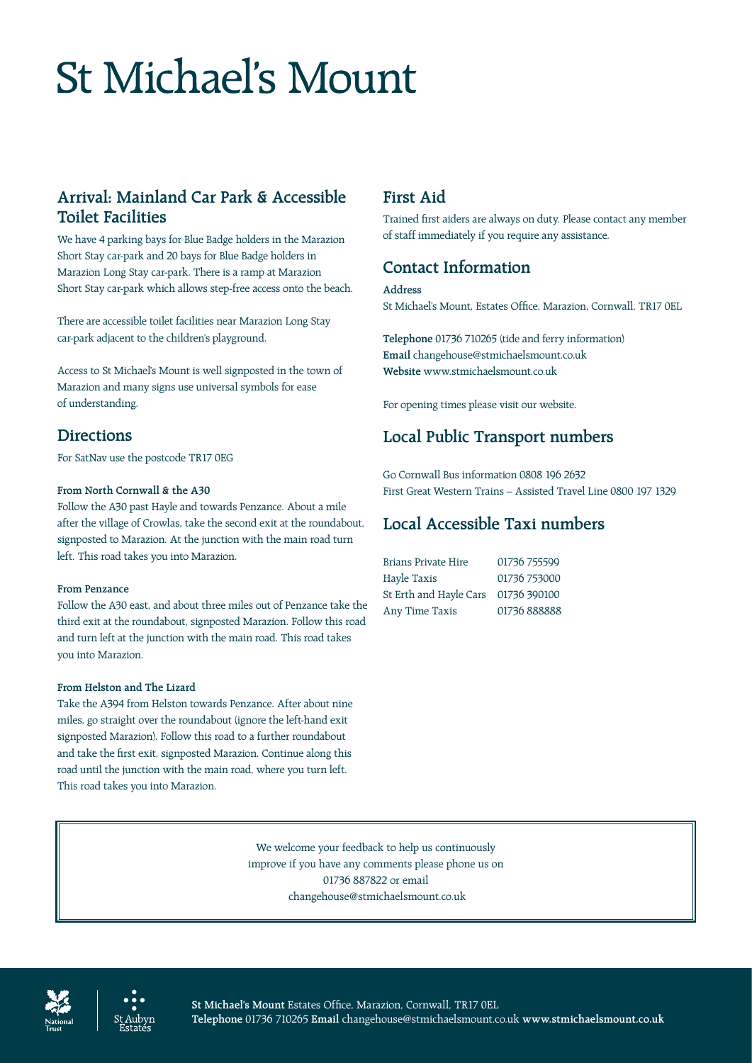# St Michael's Mount

## Arrival: Mainland Car Park & Accessible Toilet Facilities

We have 4 parking bays for Blue Badge holders in the Marazion Short Stay car-park and 20 bays for Blue Badge holders in Marazion Long Stay car-park. There is a ramp at Marazion Short Stay car-park which allows step-free access onto the beach.

There are accessible toilet facilities near Marazion Long Stay car-park adjacent to the children's playground.

Access to St Michael's Mount is well signposted in the town of Marazion and many signs use universal symbols for ease of understanding.

## Directions

For SatNav use the postcode TR17 0EG

**From North Cornwall & the A30**

Follow the A30 past Hayle and towards Penzance. About a mile after the village of Crowlas, take the second exit at the roundabout, signposted to Marazion. At the junction with the main road turn left. This road takes you into Marazion.

**From Penzance**

Follow the A30 east, and about three miles out of Penzance take the third exit at the roundabout, signposted Marazion. Follow this road and turn left at the junction with the main road. This road takes you into Marazion.

**From Helston and The Lizard**

Take the A394 from Helston towards Penzance. After about nine miles, go straight over the roundabout (ignore the left-hand exit signposted Marazion). Follow this road to a further roundabout and take the first exit, signposted Marazion. Continue along this road until the junction with the main road, where you turn left. This road takes you into Marazion.

## First Aid

Trained first aiders are always on duty. Please contact any member of staff immediately if you require any assistance.

## Contact Information

**Address**
St Michael's Mount, Estates Office, Marazion, Cornwall, TR17 0EL

**Telephone** 01736 710265 (tide and ferry information)
**Email** changehouse@stmichaelsmount.co.uk
**Website** www.stmichaelsmount.co.uk

For opening times please visit our website.

## Local Public Transport numbers

Go Cornwall Bus information 0808 196 2632
First Great Western Trains – Assisted Travel Line 0800 197 1329

## Local Accessible Taxi numbers

| | |
|---|---|
| Brians Private Hire | 01736 755599 |
| Hayle Taxis | 01736 753000 |
| St Erth and Hayle Cars | 01736 390100 |
| Any Time Taxis | 01736 888888 |

We welcome your feedback to help us continuously improve if you have any comments please phone us on 01736 887822 or email changehouse@stmichaelsmount.co.uk

National Trust | St Aubyn Estates

**St Michael's Mount** Estates Office, Marazion, Cornwall, TR17 0EL
**Telephone** 01736 710265 **Email** changehouse@stmichaelsmount.co.uk **www.stmichaelsmount.co.uk**